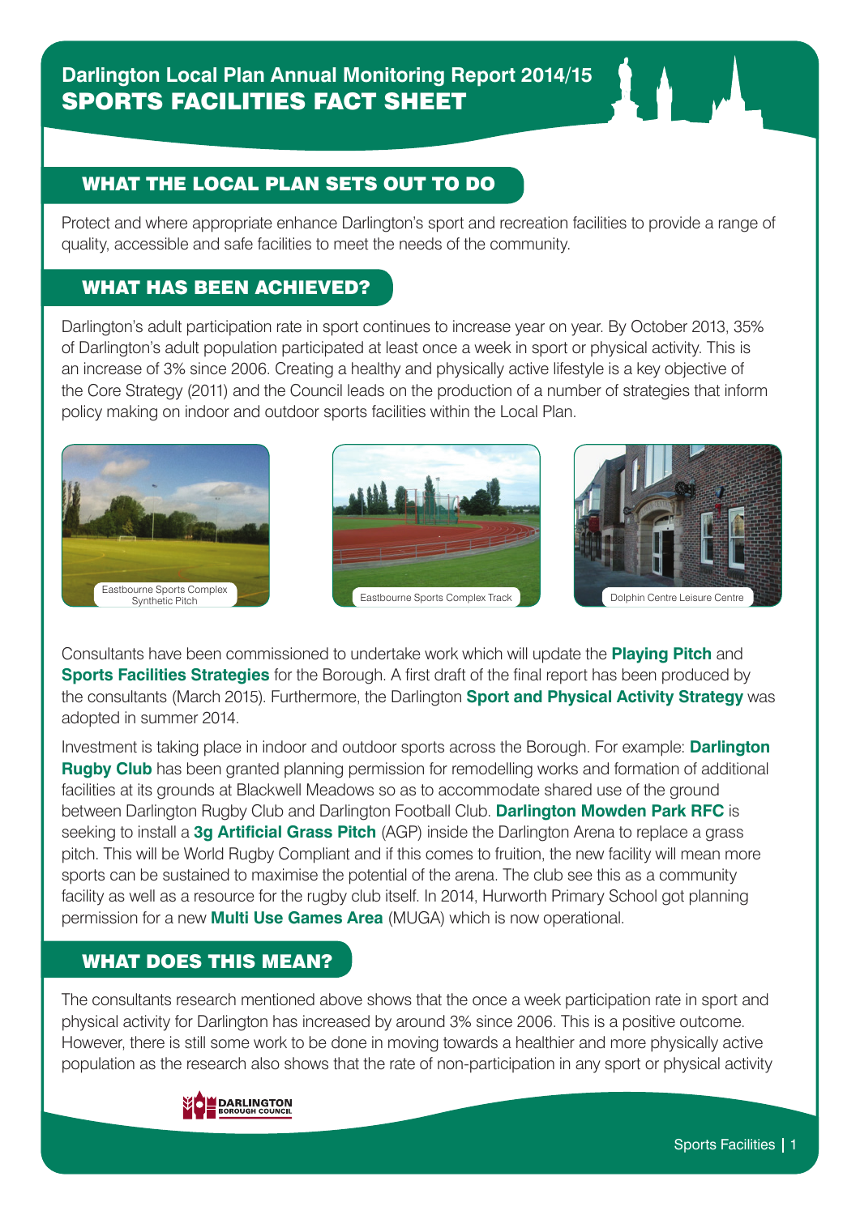# Darlington Local Plan Annual Monitoring Report 2014/15

# SPORTS FACILITIES FACT SHEET

## WHAT THE LOCAL PLAN SETS OUT TO DO

Protect and where appropriate enhance Darlington's sport and recreation facilities to provide a range of quality, accessible and safe facilities to meet the needs of the community.

## WHAT HAS BEEN ACHIEVED?

Darlington's adult participation rate in sport continues to increase year on year. By October 2013, 35% of Darlington's adult population participated at least once a week in sport or physical activity. This is an increase of 3% since 2006. Creating a healthy and physically active lifestyle is a key objective of the Core Strategy (2011) and the Council leads on the production of a number of strategies that inform policy making on indoor and outdoor sports facilities within the Local Plan.

Eastbourne Sports Complex Synthetic Pitch

Eastbourne Sports Complex Track

Dolphin Centre Leisure Centre

Consultants have been commissioned to undertake work which will update the **Playing Pitch** and **Sports Facilities Strategies** for the Borough. A first draft of the final report has been produced by the consultants (March 2015). Furthermore, the Darlington **Sport and Physical Activity Strategy** was adopted in summer 2014.

Investment is taking place in indoor and outdoor sports across the Borough. For example: **Darlington Rugby Club** has been granted planning permission for remodelling works and formation of additional facilities at its grounds at Blackwell Meadows so as to accommodate shared use of the ground between Darlington Rugby Club and Darlington Football Club. **Darlington Mowden Park RFC** is seeking to install a **3g Artificial Grass Pitch** (AGP) inside the Darlington Arena to replace a grass pitch. This will be World Rugby Compliant and if this comes to fruition, the new facility will mean more sports can be sustained to maximise the potential of the arena. The club see this as a community facility as well as a resource for the rugby club itself. In 2014, Hurworth Primary School got planning permission for a new **Multi Use Games Area** (MUGA) which is now operational.

## WHAT DOES THIS MEAN?

The consultants research mentioned above shows that the once a week participation rate in sport and physical activity for Darlington has increased by around 3% since 2006. This is a positive outcome. However, there is still some work to be done in moving towards a healthier and more physically active population as the research also shows that the rate of non-participation in any sport or physical activity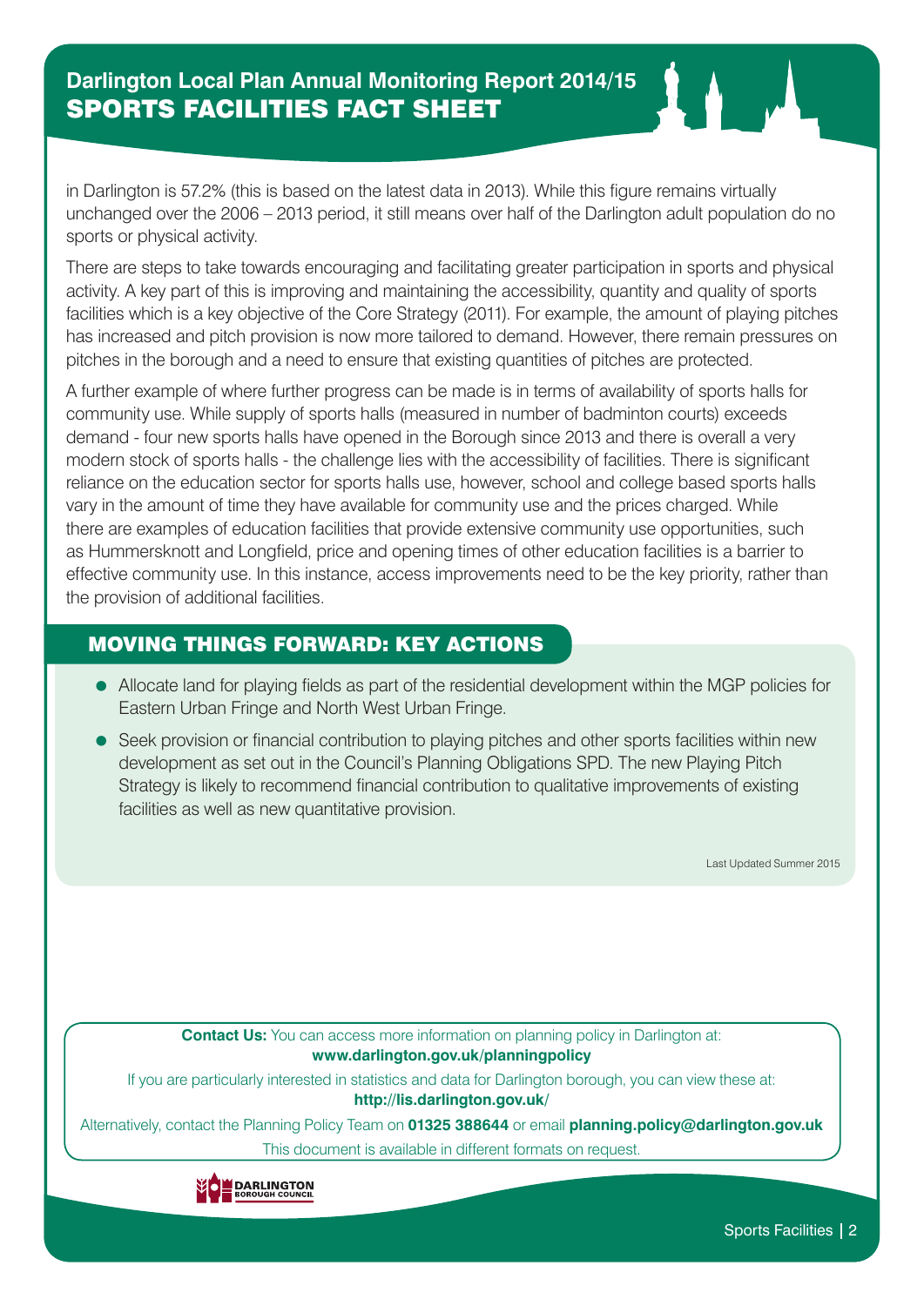in Darlington is 57.2% (this is based on the latest data in 2013). While this figure remains virtually unchanged over the 2006 – 2013 period, it still means over half of the Darlington adult population do no sports or physical activity.

There are steps to take towards encouraging and facilitating greater participation in sports and physical activity. A key part of this is improving and maintaining the accessibility, quantity and quality of sports facilities which is a key objective of the Core Strategy (2011). For example, the amount of playing pitches has increased and pitch provision is now more tailored to demand. However, there remain pressures on pitches in the borough and a need to ensure that existing quantities of pitches are protected.

A further example of where further progress can be made is in terms of availability of sports halls for community use. While supply of sports halls (measured in number of badminton courts) exceeds demand - four new sports halls have opened in the Borough since 2013 and there is overall a very modern stock of sports halls - the challenge lies with the accessibility of facilities. There is significant reliance on the education sector for sports halls use, however, school and college based sports halls vary in the amount of time they have available for community use and the prices charged. While there are examples of education facilities that provide extensive community use opportunities, such as Hummersknott and Longfield, price and opening times of other education facilities is a barrier to effective community use. In this instance, access improvements need to be the key priority, rather than the provision of additional facilities.

## MOVING THINGS FORWARD: KEY ACTIONS

- Allocate land for playing fields as part of the residential development within the MGP policies for Eastern Urban Fringe and North West Urban Fringe.
- Seek provision or financial contribution to playing pitches and other sports facilities within new development as set out in the Council's Planning Obligations SPD. The new Playing Pitch Strategy is likely to recommend financial contribution to qualitative improvements of existing facilities as well as new quantitative provision.

Last Updated Summer 2015

**Contact Us:** You can access more information on planning policy in Darlington at:
**www.darlington.gov.uk/planningpolicy**

If you are particularly interested in statistics and data for Darlington borough, you can view these at:
**http://lis.darlington.gov.uk/**

Alternatively, contact the Planning Policy Team on **01325 388644** or email **planning.policy@darlington.gov.uk**

This document is available in different formats on request.

DARLINGTON BOROUGH COUNCIL